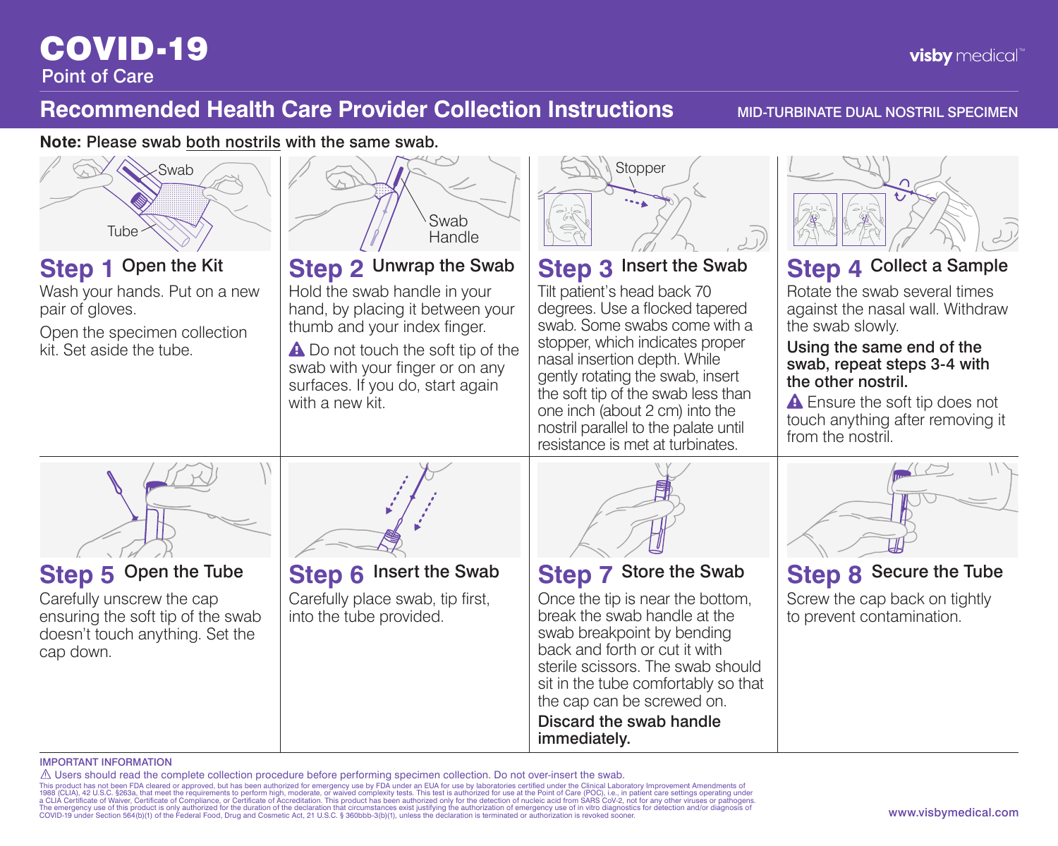# COVID-19

Point of Care

visby medical™

## Recommended Health Care Provider Collection Instructions

MID-TURBINATE DUAL NOSTRIL SPECIMEN

**Note:** Please swab both nostrils with the same swab.

### Step 1 Open the Kit

Wash your hands. Put on a new pair of gloves.

Open the specimen collection kit. Set aside the tube.

### Step 2 Unwrap the Swab

Hold the swab handle in your hand, by placing it between your thumb and your index finger.

⚠ Do not touch the soft tip of the swab with your finger or on any surfaces. If you do, start again with a new kit.

### Step 3 Insert the Swab

Tilt patient's head back 70 degrees. Use a flocked tapered swab. Some swabs come with a stopper, which indicates proper nasal insertion depth. While gently rotating the swab, insert the soft tip of the swab less than one inch (about 2 cm) into the nostril parallel to the palate until resistance is met at turbinates.

### Step 4 Collect a Sample

Rotate the swab several times against the nasal wall. Withdraw the swab slowly.

**Using the same end of the swab, repeat steps 3-4 with the other nostril.**

⚠ Ensure the soft tip does not touch anything after removing it from the nostril.

### Step 5 Open the Tube

Carefully unscrew the cap ensuring the soft tip of the swab doesn't touch anything. Set the cap down.

### Step 6 Insert the Swab

Carefully place swab, tip first, into the tube provided.

### Step 7 Store the Swab

Once the tip is near the bottom, break the swab handle at the swab breakpoint by bending back and forth or cut it with sterile scissors. The swab should sit in the tube comfortably so that the cap can be screwed on.

**Discard the swab handle immediately.**

### Step 8 Secure the Tube

Screw the cap back on tightly to prevent contamination.

IMPORTANT INFORMATION

⚠ Users should read the complete collection procedure before performing specimen collection. Do not over-insert the swab.

This product has not been FDA cleared or approved, but has been authorized for emergency use by FDA under an EUA for use by laboratories certified under the Clinical Laboratory Improvement Amendments of 1988 (CLIA), 42 U.S.C. §263a, that meet the requirements to perform high, moderate, or waived complexity tests. This test is authorized for use at the Point of Care (POC), i.e., in patient care settings operating under a CLIA Certificate of Waiver, Certificate of Compliance, or Certificate of Accreditation. This product has been authorized only for the detection of nucleic acid from SARS CoV-2, not for any other viruses or pathogens. The emergency use of this product is only authorized for the duration of the declaration that circumstances exist justifying the authorization of emergency use of in vitro diagnostics for detection and/or diagnosis of COVID-19 under Section 564(b)(1) of the Federal Food, Drug and Cosmetic Act, 21 U.S.C. § 360bbb-3(b)(1), unless the declaration is terminated or authorization is revoked sooner.

www.visbymedical.com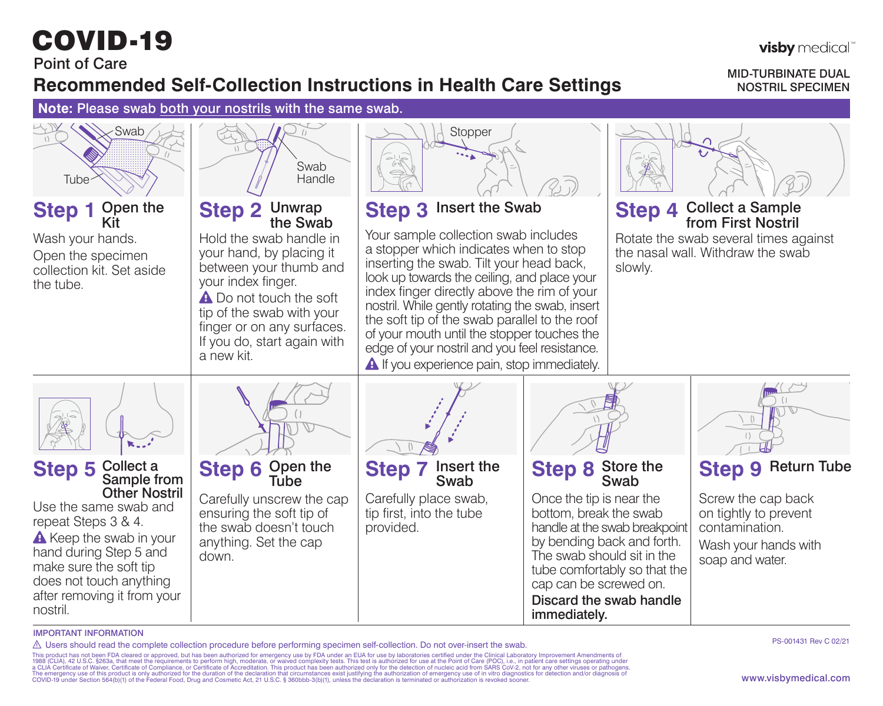# COVID-19

Point of Care

## Recommended Self-Collection Instructions in Health Care Settings

visby medical™

MID-TURBINATE DUAL NOSTRIL SPECIMEN

**Note:** Please swab both your nostrils with the same swab.

Swab

Tube

### Step 1 Open the Kit

Wash your hands.

Open the specimen collection kit. Set aside the tube.

Swab Handle

### Step 2 Unwrap the Swab

Hold the swab handle in your hand, by placing it between your thumb and your index finger.

⚠ Do not touch the soft tip of the swab with your finger or on any surfaces. If you do, start again with a new kit.

Stopper

### Step 3 Insert the Swab

Your sample collection swab includes a stopper which indicates when to stop inserting the swab. Tilt your head back, look up towards the ceiling, and place your index finger directly above the rim of your nostril. While gently rotating the swab, insert the soft tip of the swab parallel to the roof of your mouth until the stopper touches the edge of your nostril and you feel resistance.

⚠ If you experience pain, stop immediately.

### Step 4 Collect a Sample from First Nostril

Rotate the swab several times against the nasal wall. Withdraw the swab slowly.

### Step 5 Collect a Sample from Other Nostril

Use the same swab and repeat Steps 3 & 4.

⚠ Keep the swab in your hand during Step 5 and make sure the soft tip does not touch anything after removing it from your nostril.

### Step 6 Open the Tube

Carefully unscrew the cap ensuring the soft tip of the swab doesn't touch anything. Set the cap down.

### Step 7 Insert the Swab

Carefully place swab, tip first, into the tube provided.

### Step 8 Store the Swab

Once the tip is near the bottom, break the swab handle at the swab breakpoint by bending back and forth. The swab should sit in the tube comfortably so that the cap can be screwed on.

**Discard the swab handle immediately.**

### Step 9 Return Tube

Screw the cap back on tightly to prevent contamination.

Wash your hands with soap and water.

IMPORTANT INFORMATION

⚠ Users should read the complete collection procedure before performing specimen self-collection. Do not over-insert the swab.

This product has not been FDA cleared or approved, but has been authorized for emergency use by FDA under an EUA for use by laboratories certified under the Clinical Laboratory Improvement Amendments of 1988 (CLIA), 42 U.S.C. §263a, that meet the requirements to perform high, moderate, or waived complexity tests. This test is authorized for use at the Point of Care (POC), i.e., in patient care settings operating under a CLIA Certificate of Waiver, Certificate of Compliance, or Certificate of Accreditation. This product has been authorized only for the detection of nucleic acid from SARS CoV-2, not for any other viruses or pathogens. The emergency use of this product is only authorized for the duration of the declaration that circumstances exist justifying the authorization of emergency use of in vitro diagnostics for detection and/or diagnosis of COVID-19 under Section 564(b)(1) of the Federal Food, Drug and Cosmetic Act, 21 U.S.C. § 360bbb-3(b)(1), unless the declaration is terminated or authorization is revoked sooner.

PS-001431 Rev C 02/21

www.visbymedical.com